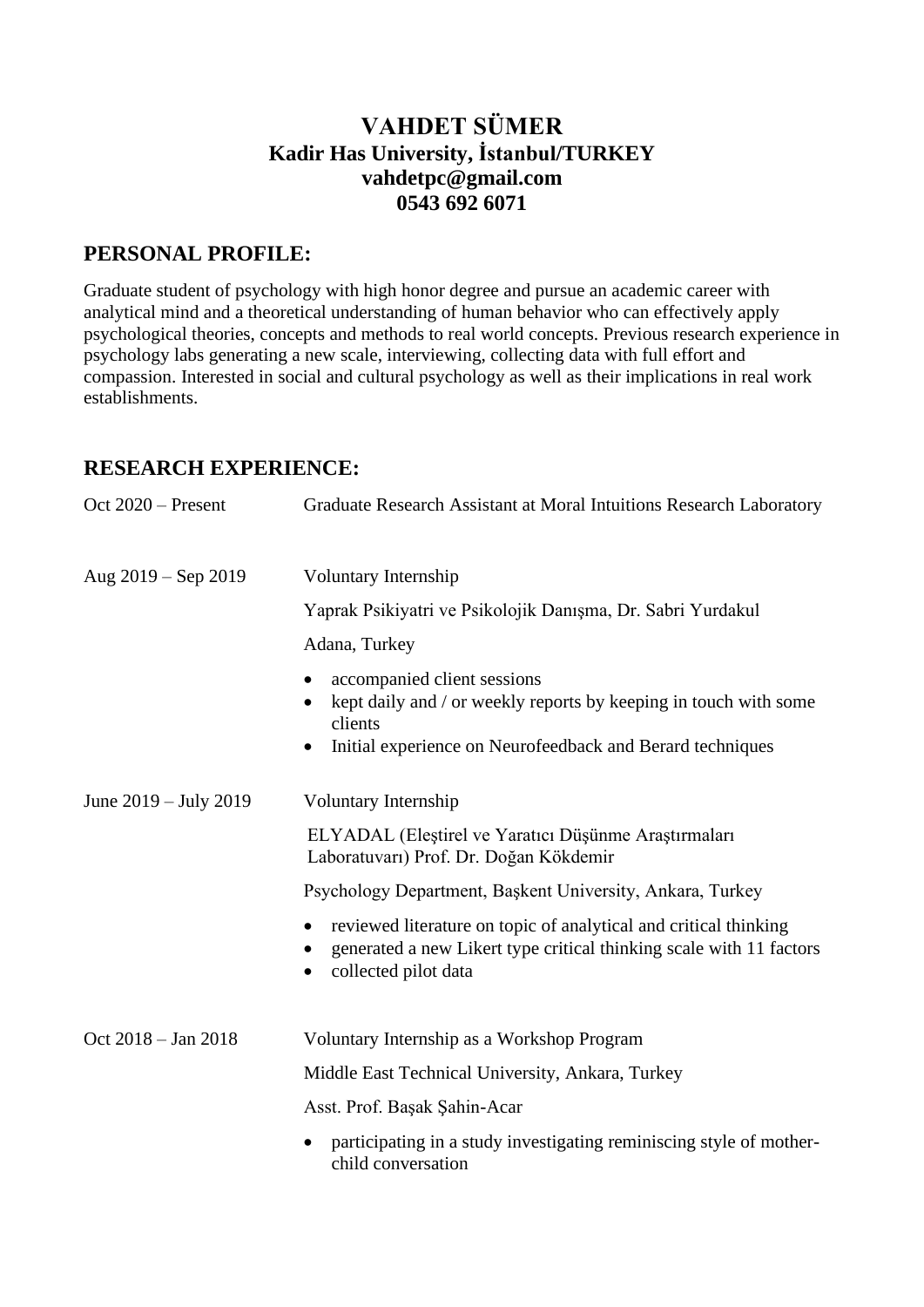# VAHDET SÜMER

**Kadir Has University, İstanbul/TURKEY**
**vahdetpc@gmail.com**
**0543 692 6071**

## PERSONAL PROFILE:

Graduate student of psychology with high honor degree and pursue an academic career with analytical mind and a theoretical understanding of human behavior who can effectively apply psychological theories, concepts and methods to real world concepts. Previous research experience in psychology labs generating a new scale, interviewing, collecting data with full effort and compassion. Interested in social and cultural psychology as well as their implications in real work establishments.

## RESEARCH EXPERIENCE:

**Oct 2020 – Present**

Graduate Research Assistant at Moral Intuitions Research Laboratory

**Aug 2019 – Sep 2019**

Voluntary Internship

Yaprak Psikiyatri ve Psikolojik Danışma, Dr. Sabri Yurdakul

Adana, Turkey

- accompanied client sessions
- kept daily and / or weekly reports by keeping in touch with some clients
- Initial experience on Neurofeedback and Berard techniques

**June 2019 – July 2019**

Voluntary Internship

ELYADAL (Eleştirel ve Yaratıcı Düşünme Araştırmaları Laboratuvarı) Prof. Dr. Doğan Kökdemir

Psychology Department, Başkent University, Ankara, Turkey

- reviewed literature on topic of analytical and critical thinking
- generated a new Likert type critical thinking scale with 11 factors
- collected pilot data

**Oct 2018 – Jan 2018**

Voluntary Internship as a Workshop Program

Middle East Technical University, Ankara, Turkey

Asst. Prof. Başak Şahin-Acar

- participating in a study investigating reminiscing style of mother-child conversation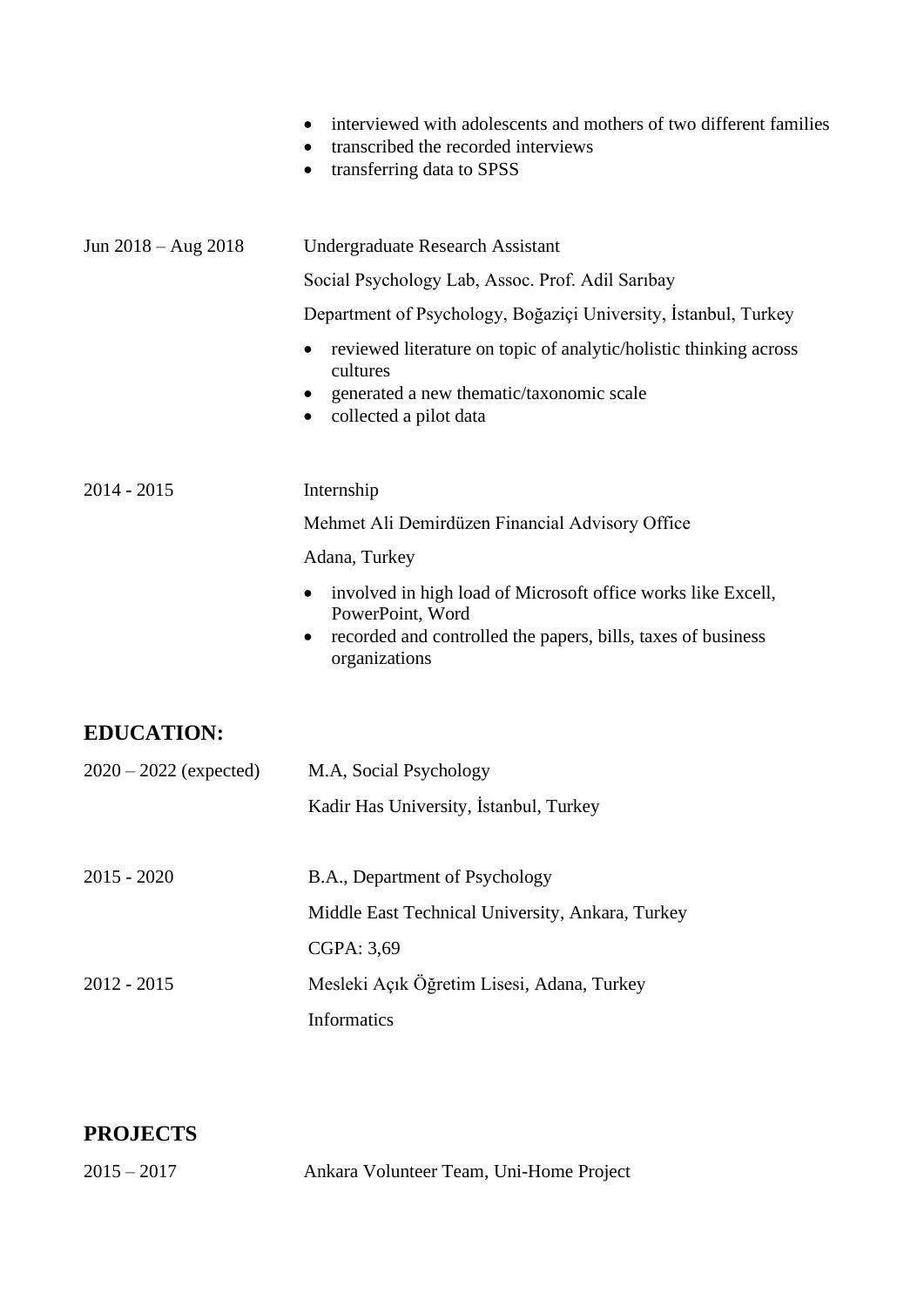- interviewed with adolescents and mothers of two different families
- transcribed the recorded interviews
- transferring data to SPSS

Jun 2018 – Aug 2018 Undergraduate Research Assistant

Social Psychology Lab, Assoc. Prof. Adil Sarıbay

Department of Psychology, Boğaziçi University, İstanbul, Turkey

- reviewed literature on topic of analytic/holistic thinking across cultures
- generated a new thematic/taxonomic scale
- collected a pilot data

2014 - 2015 Internship

Mehmet Ali Demirdüzen Financial Advisory Office

Adana, Turkey

- involved in high load of Microsoft office works like Excell, PowerPoint, Word
- recorded and controlled the papers, bills, taxes of business organizations

## EDUCATION:

2020 – 2022 (expected) M.A, Social Psychology

Kadir Has University, İstanbul, Turkey

2015 - 2020 B.A., Department of Psychology

Middle East Technical University, Ankara, Turkey

CGPA: 3,69

2012 - 2015 Mesleki Açık Öğretim Lisesi, Adana, Turkey

Informatics

## PROJECTS

2015 – 2017 Ankara Volunteer Team, Uni-Home Project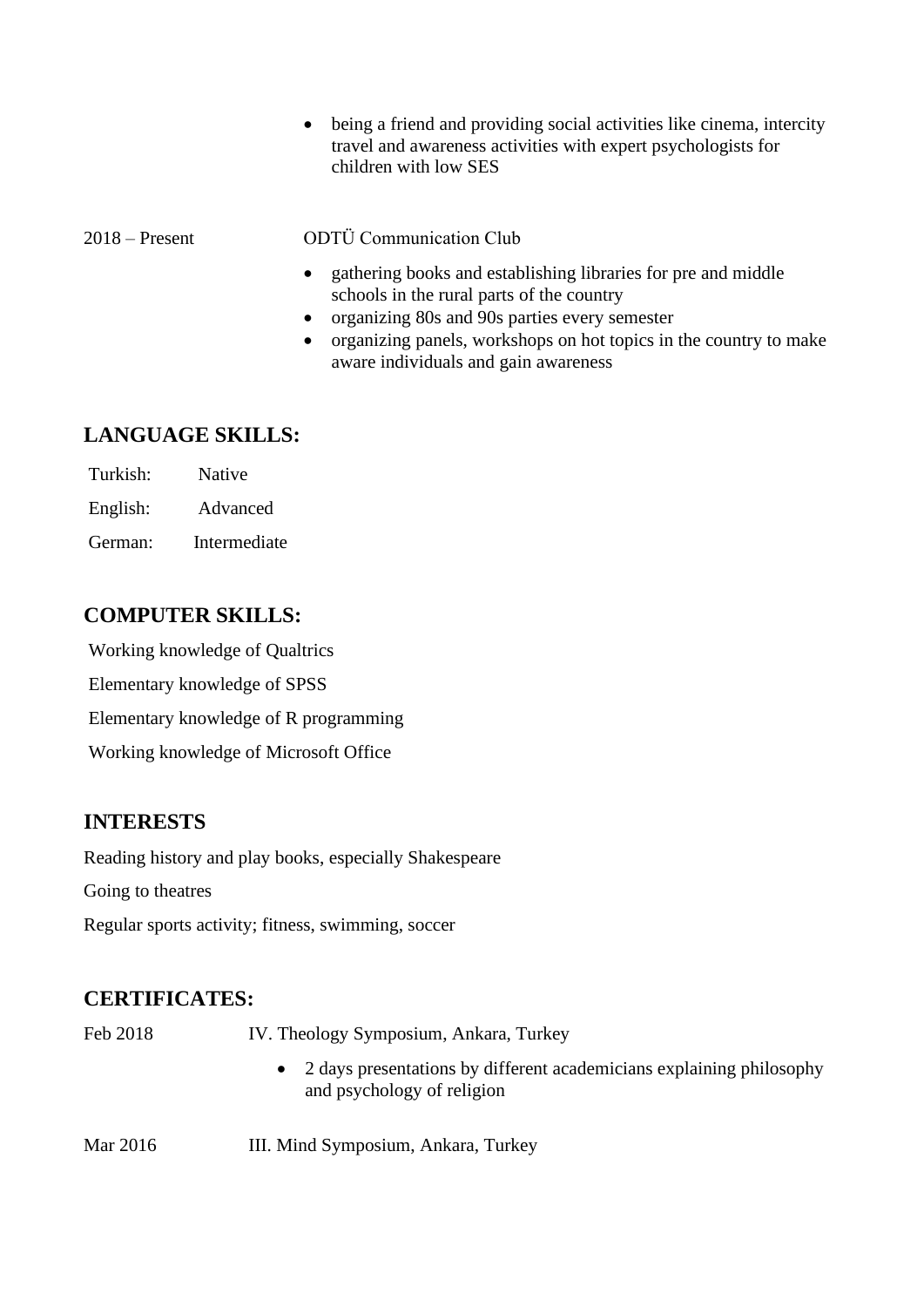- being a friend and providing social activities like cinema, intercity travel and awareness activities with expert psychologists for children with low SES

2018 – Present ODTÜ Communication Club

- gathering books and establishing libraries for pre and middle schools in the rural parts of the country
- organizing 80s and 90s parties every semester
- organizing panels, workshops on hot topics in the country to make aware individuals and gain awareness

## LANGUAGE SKILLS:

Turkish: Native

English: Advanced

German: Intermediate

## COMPUTER SKILLS:

Working knowledge of Qualtrics

Elementary knowledge of SPSS

Elementary knowledge of R programming

Working knowledge of Microsoft Office

## INTERESTS

Reading history and play books, especially Shakespeare

Going to theatres

Regular sports activity; fitness, swimming, soccer

## CERTIFICATES:

Feb 2018 IV. Theology Symposium, Ankara, Turkey

- 2 days presentations by different academicians explaining philosophy and psychology of religion

Mar 2016 III. Mind Symposium, Ankara, Turkey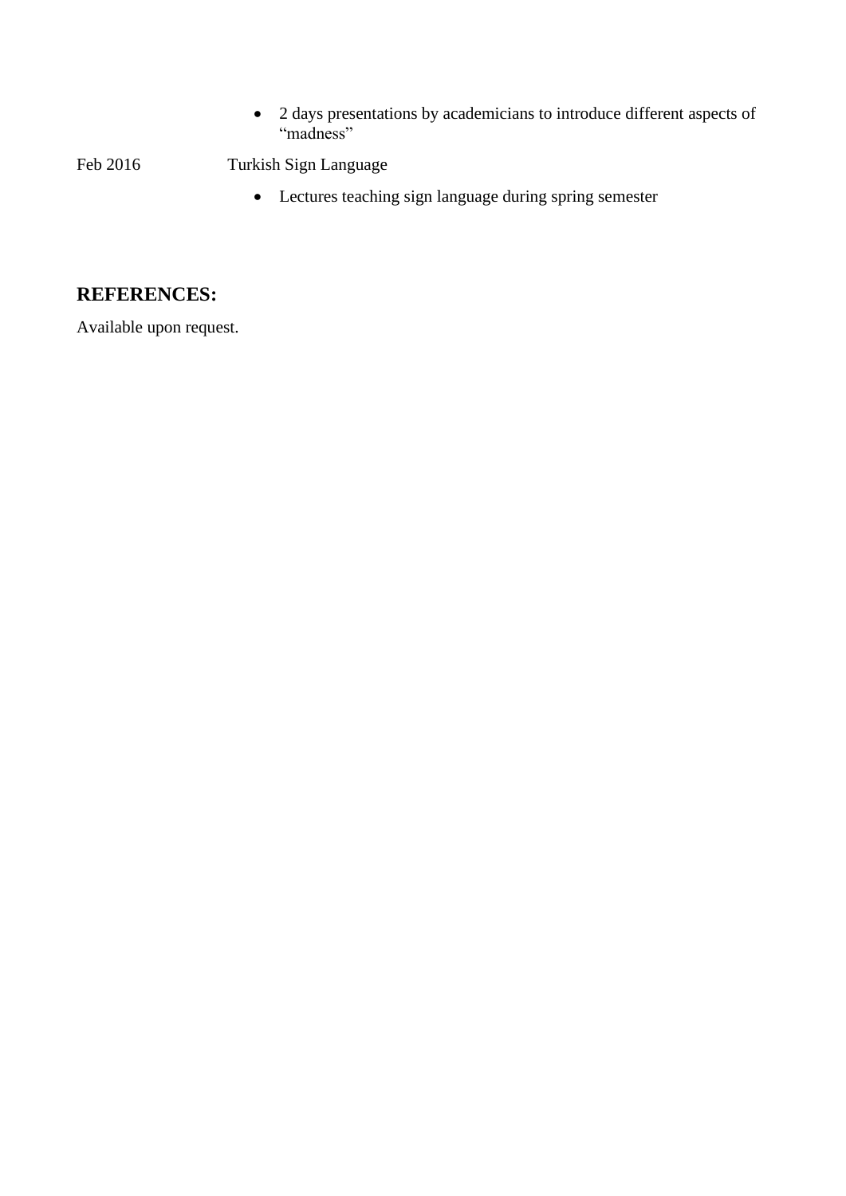- 2 days presentations by academicians to introduce different aspects of "madness"

Feb 2016 Turkish Sign Language

- Lectures teaching sign language during spring semester

## REFERENCES:

Available upon request.